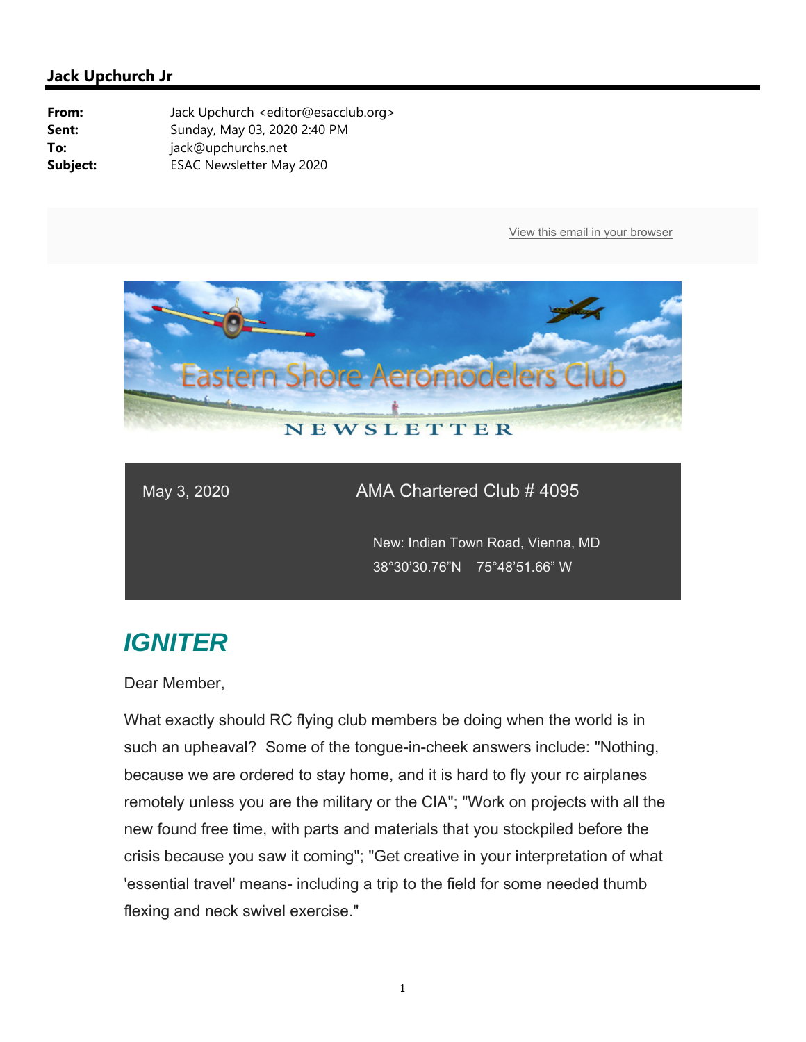**Jack Upchurch Jr**

| | |
|---|---|
| **From:** | Jack Upchurch <editor@esacclub.org> |
| **Sent:** | Sunday, May 03, 2020 2:40 PM |
| **To:** | jack@upchurchs.net |
| **Subject:** | ESAC Newsletter May 2020 |

View this email in your browser

Eastern Shore Aeromodelers Club

NEWSLETTER

May 3, 2020

AMA Chartered Club # 4095

New: Indian Town Road, Vienna, MD

38°30'30.76"N 75°48'51.66" W

# *IGNITER*

Dear Member,

What exactly should RC flying club members be doing when the world is in such an upheaval? Some of the tongue-in-cheek answers include: "Nothing, because we are ordered to stay home, and it is hard to fly your rc airplanes remotely unless you are the military or the CIA"; "Work on projects with all the new found free time, with parts and materials that you stockpiled before the crisis because you saw it coming"; "Get creative in your interpretation of what 'essential travel' means- including a trip to the field for some needed thumb flexing and neck swivel exercise."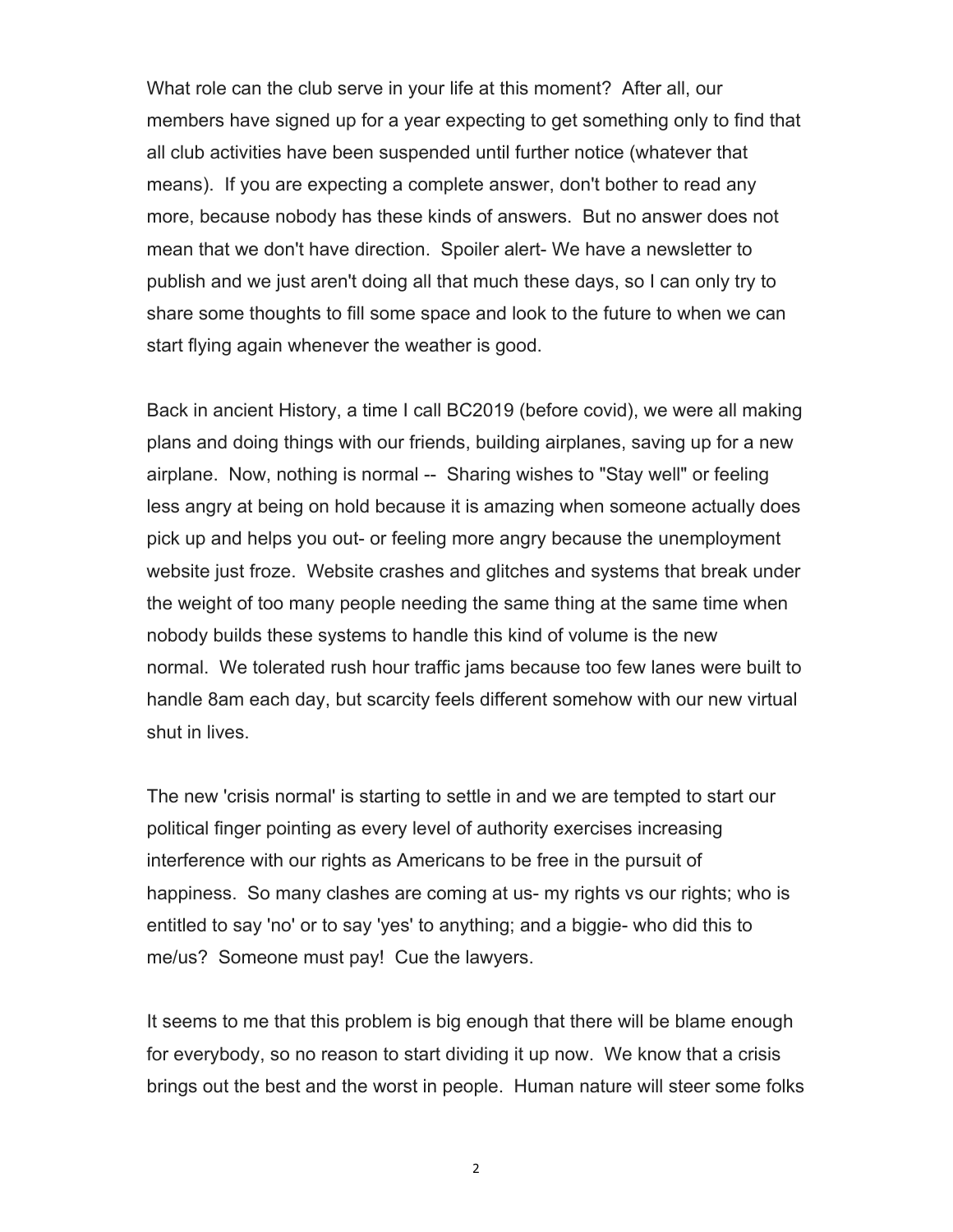What role can the club serve in your life at this moment? After all, our members have signed up for a year expecting to get something only to find that all club activities have been suspended until further notice (whatever that means). If you are expecting a complete answer, don't bother to read any more, because nobody has these kinds of answers. But no answer does not mean that we don't have direction. Spoiler alert- We have a newsletter to publish and we just aren't doing all that much these days, so I can only try to share some thoughts to fill some space and look to the future to when we can start flying again whenever the weather is good.

Back in ancient History, a time I call BC2019 (before covid), we were all making plans and doing things with our friends, building airplanes, saving up for a new airplane. Now, nothing is normal -- Sharing wishes to "Stay well" or feeling less angry at being on hold because it is amazing when someone actually does pick up and helps you out- or feeling more angry because the unemployment website just froze. Website crashes and glitches and systems that break under the weight of too many people needing the same thing at the same time when nobody builds these systems to handle this kind of volume is the new normal. We tolerated rush hour traffic jams because too few lanes were built to handle 8am each day, but scarcity feels different somehow with our new virtual shut in lives.

The new 'crisis normal' is starting to settle in and we are tempted to start our political finger pointing as every level of authority exercises increasing interference with our rights as Americans to be free in the pursuit of happiness. So many clashes are coming at us- my rights vs our rights; who is entitled to say 'no' or to say 'yes' to anything; and a biggie- who did this to me/us? Someone must pay! Cue the lawyers.

It seems to me that this problem is big enough that there will be blame enough for everybody, so no reason to start dividing it up now. We know that a crisis brings out the best and the worst in people. Human nature will steer some folks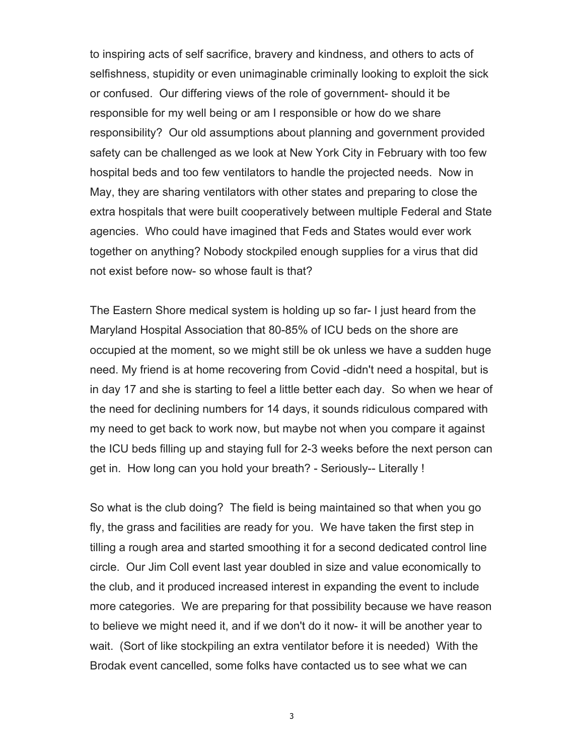to inspiring acts of self sacrifice, bravery and kindness, and others to acts of selfishness, stupidity or even unimaginable criminally looking to exploit the sick or confused. Our differing views of the role of government- should it be responsible for my well being or am I responsible or how do we share responsibility? Our old assumptions about planning and government provided safety can be challenged as we look at New York City in February with too few hospital beds and too few ventilators to handle the projected needs. Now in May, they are sharing ventilators with other states and preparing to close the extra hospitals that were built cooperatively between multiple Federal and State agencies. Who could have imagined that Feds and States would ever work together on anything? Nobody stockpiled enough supplies for a virus that did not exist before now- so whose fault is that?

The Eastern Shore medical system is holding up so far- I just heard from the Maryland Hospital Association that 80-85% of ICU beds on the shore are occupied at the moment, so we might still be ok unless we have a sudden huge need. My friend is at home recovering from Covid -didn't need a hospital, but is in day 17 and she is starting to feel a little better each day. So when we hear of the need for declining numbers for 14 days, it sounds ridiculous compared with my need to get back to work now, but maybe not when you compare it against the ICU beds filling up and staying full for 2-3 weeks before the next person can get in. How long can you hold your breath? - Seriously-- Literally !

So what is the club doing? The field is being maintained so that when you go fly, the grass and facilities are ready for you. We have taken the first step in tilling a rough area and started smoothing it for a second dedicated control line circle. Our Jim Coll event last year doubled in size and value economically to the club, and it produced increased interest in expanding the event to include more categories. We are preparing for that possibility because we have reason to believe we might need it, and if we don't do it now- it will be another year to wait. (Sort of like stockpiling an extra ventilator before it is needed) With the Brodak event cancelled, some folks have contacted us to see what we can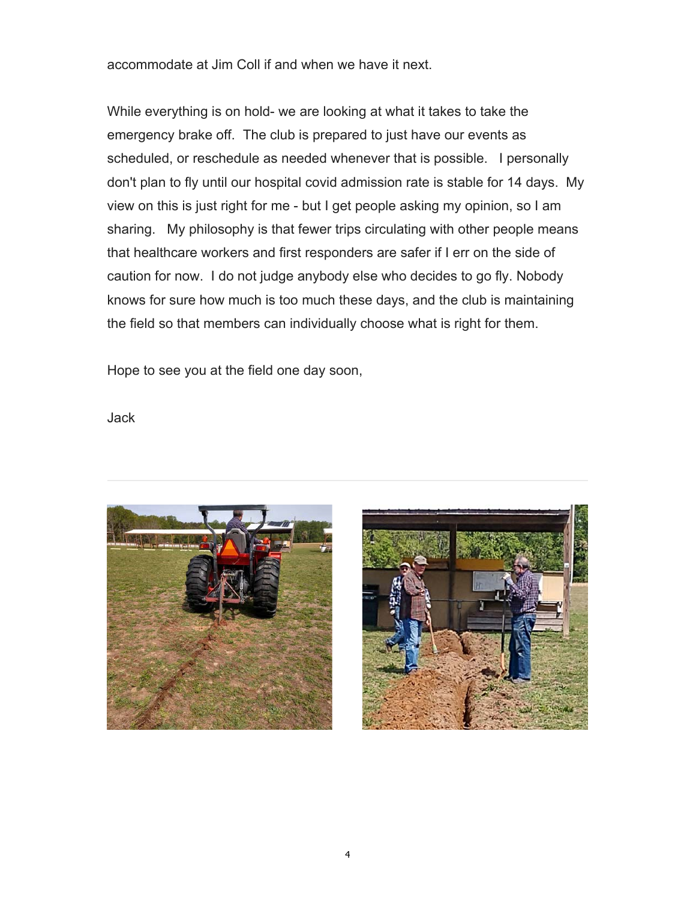accommodate at Jim Coll if and when we have it next.

While everything is on hold- we are looking at what it takes to take the emergency brake off. The club is prepared to just have our events as scheduled, or reschedule as needed whenever that is possible. I personally don't plan to fly until our hospital covid admission rate is stable for 14 days. My view on this is just right for me - but I get people asking my opinion, so I am sharing. My philosophy is that fewer trips circulating with other people means that healthcare workers and first responders are safer if I err on the side of caution for now. I do not judge anybody else who decides to go fly. Nobody knows for sure how much is too much these days, and the club is maintaining the field so that members can individually choose what is right for them.

Hope to see you at the field one day soon,

Jack

---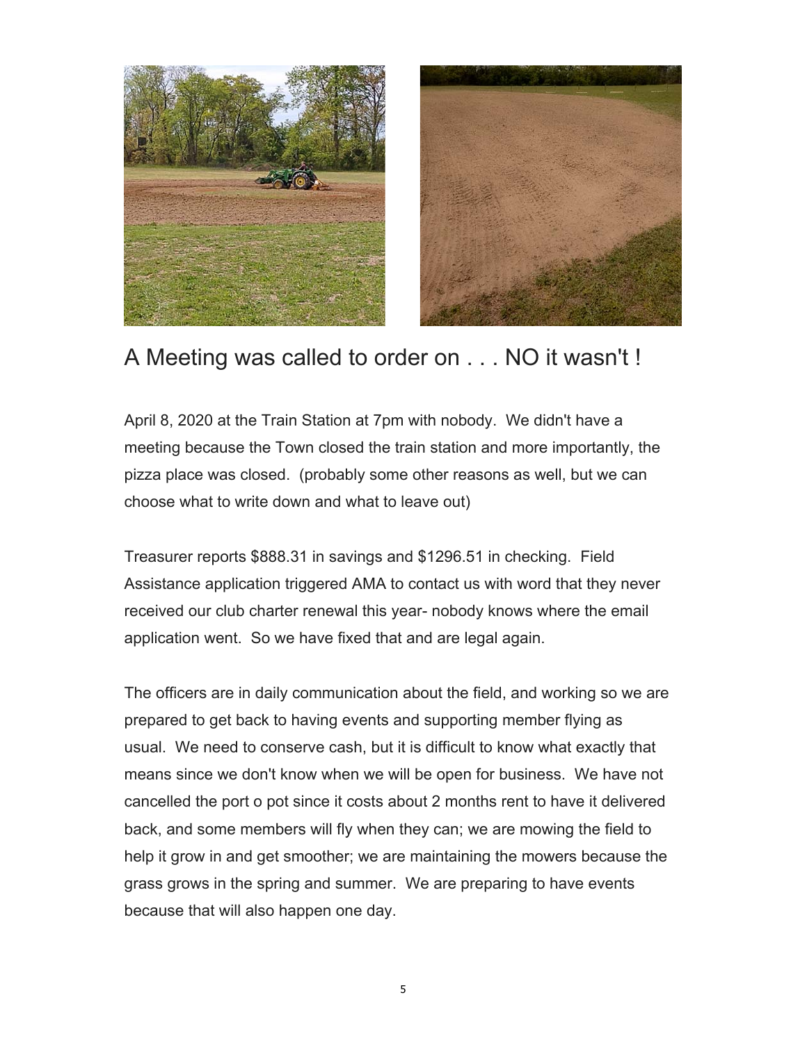## A Meeting was called to order on . . . NO it wasn't !

April 8, 2020 at the Train Station at 7pm with nobody. We didn't have a meeting because the Town closed the train station and more importantly, the pizza place was closed. (probably some other reasons as well, but we can choose what to write down and what to leave out)

Treasurer reports $888.31 in savings and $1296.51 in checking. Field Assistance application triggered AMA to contact us with word that they never received our club charter renewal this year- nobody knows where the email application went. So we have fixed that and are legal again.

The officers are in daily communication about the field, and working so we are prepared to get back to having events and supporting member flying as usual. We need to conserve cash, but it is difficult to know what exactly that means since we don't know when we will be open for business. We have not cancelled the port o pot since it costs about 2 months rent to have it delivered back, and some members will fly when they can; we are mowing the field to help it grow in and get smoother; we are maintaining the mowers because the grass grows in the spring and summer. We are preparing to have events because that will also happen one day.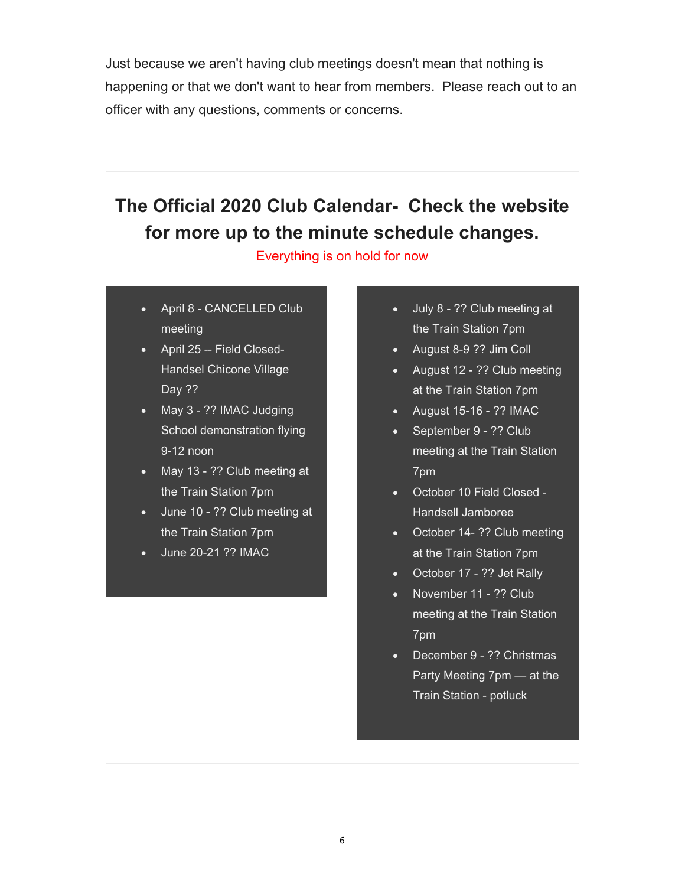Just because we aren't having club meetings doesn't mean that nothing is happening or that we don't want to hear from members. Please reach out to an officer with any questions, comments or concerns.

---

## The Official 2020 Club Calendar- Check the website for more up to the minute schedule changes.

Everything is on hold for now

- April 8 - CANCELLED Club meeting
- April 25 -- Field Closed- Handsel Chicone Village Day ??
- May 3 - ?? IMAC Judging School demonstration flying 9-12 noon
- May 13 - ?? Club meeting at the Train Station 7pm
- June 10 - ?? Club meeting at the Train Station 7pm
- June 20-21 ?? IMAC
- July 8 - ?? Club meeting at the Train Station 7pm
- August 8-9 ?? Jim Coll
- August 12 - ?? Club meeting at the Train Station 7pm
- August 15-16 - ?? IMAC
- September 9 - ?? Club meeting at the Train Station 7pm
- October 10 Field Closed - Handsell Jamboree
- October 14- ?? Club meeting at the Train Station 7pm
- October 17 - ?? Jet Rally
- November 11 - ?? Club meeting at the Train Station 7pm
- December 9 - ?? Christmas Party Meeting 7pm — at the Train Station - potluck

---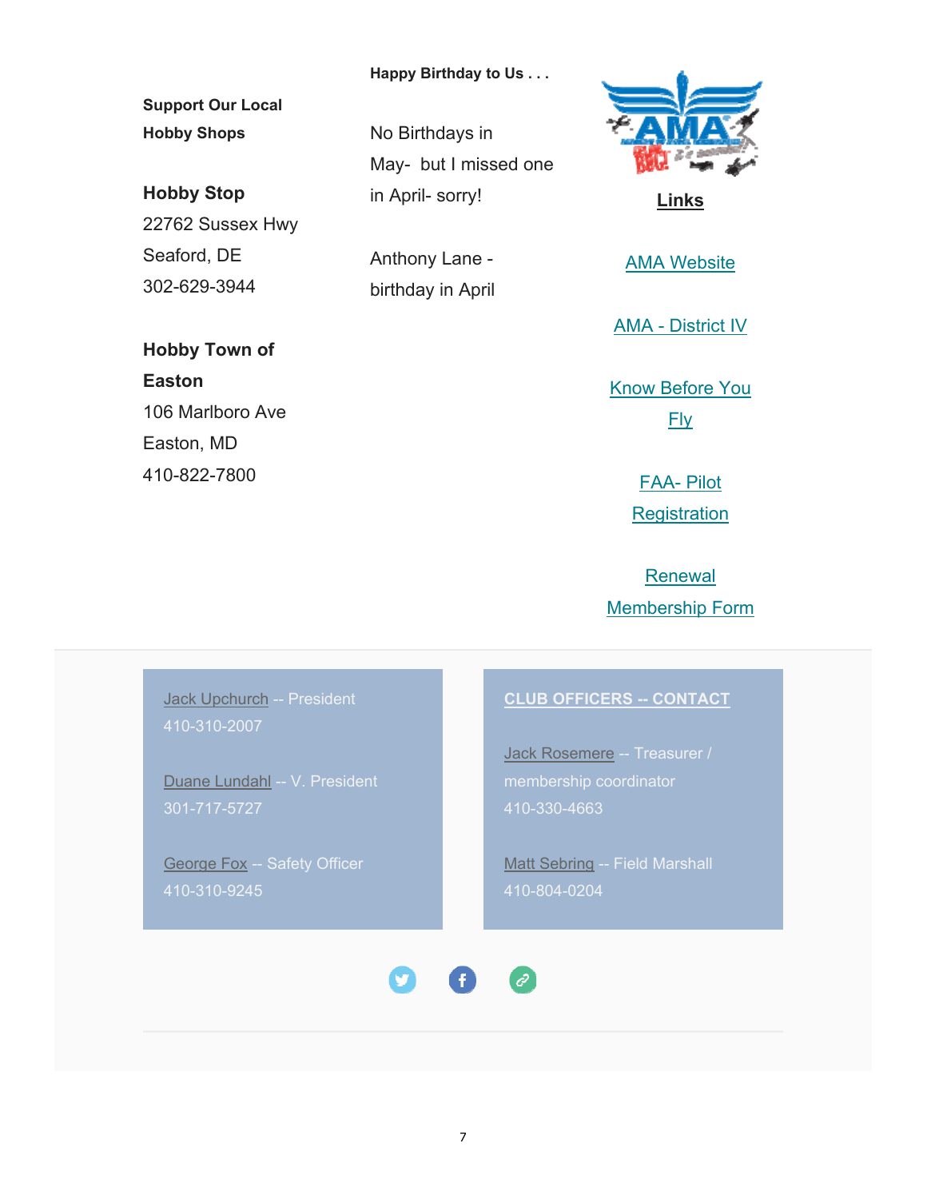**Support Our Local Hobby Shops**

**Hobby Stop**
22762 Sussex Hwy
Seaford, DE
302-629-3944

**Hobby Town of Easton**
106 Marlboro Ave
Easton, MD
410-822-7800

**Happy Birthday to Us . . .**

No Birthdays in May- but I missed one in April- sorry!

Anthony Lane - birthday in April

**Links**

AMA Website

AMA - District IV

Know Before You Fly

FAA- Pilot Registration

Renewal Membership Form

Jack Upchurch -- President
410-310-2007

Duane Lundahl -- V. President
301-717-5727

George Fox -- Safety Officer
410-310-9245

**CLUB OFFICERS -- CONTACT**

Jack Rosemere -- Treasurer / membership coordinator
410-330-4663

Matt Sebring -- Field Marshall
410-804-0204